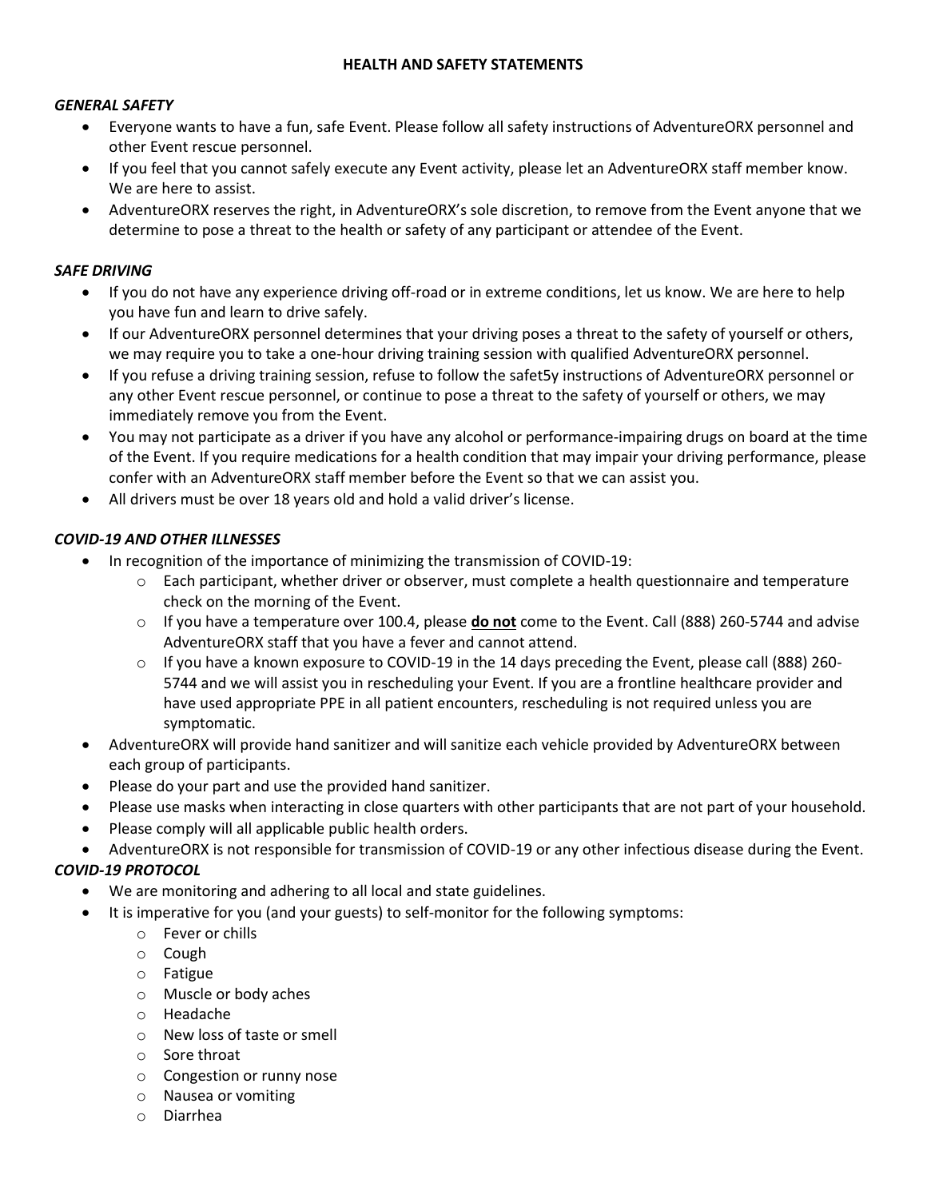# HEALTH AND SAFETY STATEMENTS

### *GENERAL SAFETY*

- Everyone wants to have a fun, safe Event. Please follow all safety instructions of AdventureORX personnel and other Event rescue personnel.
- If you feel that you cannot safely execute any Event activity, please let an AdventureORX staff member know. We are here to assist.
- AdventureORX reserves the right, in AdventureORX's sole discretion, to remove from the Event anyone that we determine to pose a threat to the health or safety of any participant or attendee of the Event.

### *SAFE DRIVING*

- If you do not have any experience driving off-road or in extreme conditions, let us know. We are here to help you have fun and learn to drive safely.
- If our AdventureORX personnel determines that your driving poses a threat to the safety of yourself or others, we may require you to take a one-hour driving training session with qualified AdventureORX personnel.
- If you refuse a driving training session, refuse to follow the safet5y instructions of AdventureORX personnel or any other Event rescue personnel, or continue to pose a threat to the safety of yourself or others, we may immediately remove you from the Event.
- You may not participate as a driver if you have any alcohol or performance-impairing drugs on board at the time of the Event. If you require medications for a health condition that may impair your driving performance, please confer with an AdventureORX staff member before the Event so that we can assist you.
- All drivers must be over 18 years old and hold a valid driver's license.

### *COVID-19 AND OTHER ILLNESSES*

- In recognition of the importance of minimizing the transmission of COVID-19:
  - Each participant, whether driver or observer, must complete a health questionnaire and temperature check on the morning of the Event.
  - If you have a temperature over 100.4, please **<u>do not</u>** come to the Event. Call (888) 260-5744 and advise AdventureORX staff that you have a fever and cannot attend.
  - If you have a known exposure to COVID-19 in the 14 days preceding the Event, please call (888) 260-5744 and we will assist you in rescheduling your Event. If you are a frontline healthcare provider and have used appropriate PPE in all patient encounters, rescheduling is not required unless you are symptomatic.
- AdventureORX will provide hand sanitizer and will sanitize each vehicle provided by AdventureORX between each group of participants.
- Please do your part and use the provided hand sanitizer.
- Please use masks when interacting in close quarters with other participants that are not part of your household.
- Please comply will all applicable public health orders.
- AdventureORX is not responsible for transmission of COVID-19 or any other infectious disease during the Event.

### *COVID-19 PROTOCOL*

- We are monitoring and adhering to all local and state guidelines.
- It is imperative for you (and your guests) to self-monitor for the following symptoms:
  - Fever or chills
  - Cough
  - Fatigue
  - Muscle or body aches
  - Headache
  - New loss of taste or smell
  - Sore throat
  - Congestion or runny nose
  - Nausea or vomiting
  - Diarrhea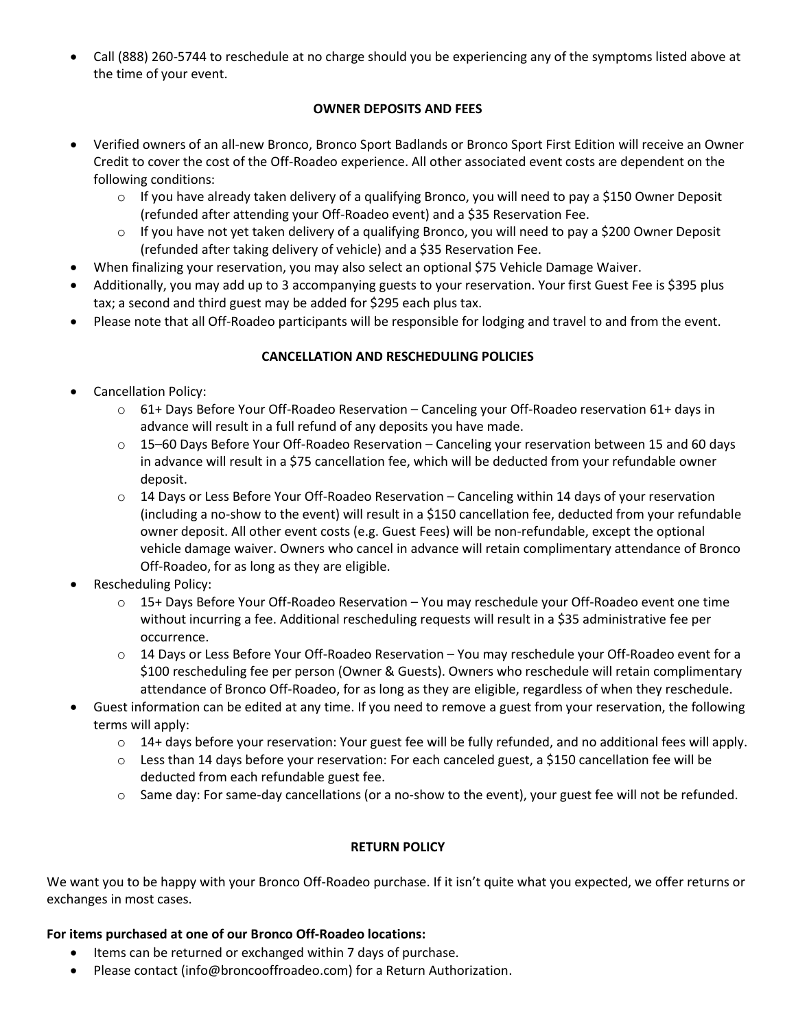- Call (888) 260-5744 to reschedule at no charge should you be experiencing any of the symptoms listed above at the time of your event.

**OWNER DEPOSITS AND FEES**

- Verified owners of an all-new Bronco, Bronco Sport Badlands or Bronco Sport First Edition will receive an Owner Credit to cover the cost of the Off-Roadeo experience. All other associated event costs are dependent on the following conditions:
    - If you have already taken delivery of a qualifying Bronco, you will need to pay a $150 Owner Deposit (refunded after attending your Off-Roadeo event) and a $35 Reservation Fee.
    - If you have not yet taken delivery of a qualifying Bronco, you will need to pay a $200 Owner Deposit (refunded after taking delivery of vehicle) and a $35 Reservation Fee.
- When finalizing your reservation, you may also select an optional $75 Vehicle Damage Waiver.
- Additionally, you may add up to 3 accompanying guests to your reservation. Your first Guest Fee is $395 plus tax; a second and third guest may be added for $295 each plus tax.
- Please note that all Off-Roadeo participants will be responsible for lodging and travel to and from the event.

**CANCELLATION AND RESCHEDULING POLICIES**

- Cancellation Policy:
    - 61+ Days Before Your Off-Roadeo Reservation – Canceling your Off-Roadeo reservation 61+ days in advance will result in a full refund of any deposits you have made.
    - 15–60 Days Before Your Off-Roadeo Reservation – Canceling your reservation between 15 and 60 days in advance will result in a $75 cancellation fee, which will be deducted from your refundable owner deposit.
    - 14 Days or Less Before Your Off-Roadeo Reservation – Canceling within 14 days of your reservation (including a no-show to the event) will result in a $150 cancellation fee, deducted from your refundable owner deposit. All other event costs (e.g. Guest Fees) will be non-refundable, except the optional vehicle damage waiver. Owners who cancel in advance will retain complimentary attendance of Bronco Off-Roadeo, for as long as they are eligible.
- Rescheduling Policy:
    - 15+ Days Before Your Off-Roadeo Reservation – You may reschedule your Off-Roadeo event one time without incurring a fee. Additional rescheduling requests will result in a $35 administrative fee per occurrence.
    - 14 Days or Less Before Your Off-Roadeo Reservation – You may reschedule your Off-Roadeo event for a $100 rescheduling fee per person (Owner & Guests). Owners who reschedule will retain complimentary attendance of Bronco Off-Roadeo, for as long as they are eligible, regardless of when they reschedule.
- Guest information can be edited at any time. If you need to remove a guest from your reservation, the following terms will apply:
    - 14+ days before your reservation: Your guest fee will be fully refunded, and no additional fees will apply.
    - Less than 14 days before your reservation: For each canceled guest, a $150 cancellation fee will be deducted from each refundable guest fee.
    - Same day: For same-day cancellations (or a no-show to the event), your guest fee will not be refunded.

**RETURN POLICY**

We want you to be happy with your Bronco Off-Roadeo purchase. If it isn't quite what you expected, we offer returns or exchanges in most cases.

**For items purchased at one of our Bronco Off-Roadeo locations:**

- Items can be returned or exchanged within 7 days of purchase.
- Please contact (info@broncooffroadeo.com) for a Return Authorization.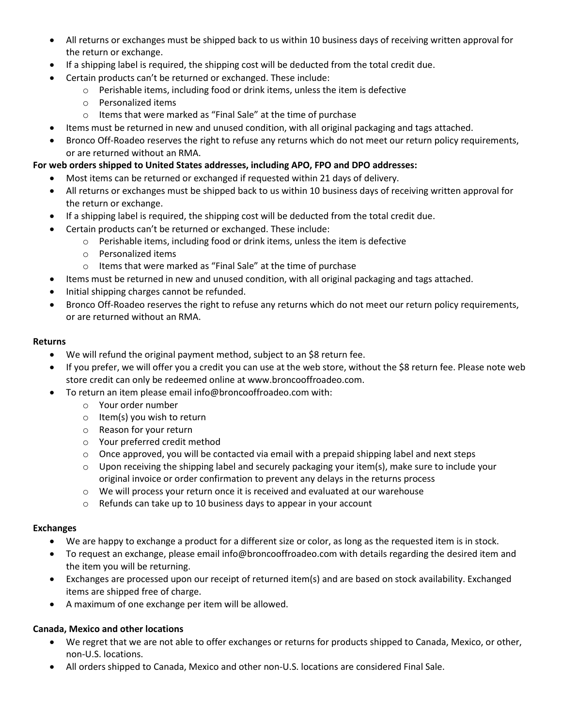- All returns or exchanges must be shipped back to us within 10 business days of receiving written approval for the return or exchange.
- If a shipping label is required, the shipping cost will be deducted from the total credit due.
- Certain products can't be returned or exchanged. These include:
    - Perishable items, including food or drink items, unless the item is defective
    - Personalized items
    - Items that were marked as "Final Sale" at the time of purchase
- Items must be returned in new and unused condition, with all original packaging and tags attached.
- Bronco Off-Roadeo reserves the right to refuse any returns which do not meet our return policy requirements, or are returned without an RMA.

**For web orders shipped to United States addresses, including APO, FPO and DPO addresses:**

- Most items can be returned or exchanged if requested within 21 days of delivery.
- All returns or exchanges must be shipped back to us within 10 business days of receiving written approval for the return or exchange.
- If a shipping label is required, the shipping cost will be deducted from the total credit due.
- Certain products can't be returned or exchanged. These include:
    - Perishable items, including food or drink items, unless the item is defective
    - Personalized items
    - Items that were marked as "Final Sale" at the time of purchase
- Items must be returned in new and unused condition, with all original packaging and tags attached.
- Initial shipping charges cannot be refunded.
- Bronco Off-Roadeo reserves the right to refuse any returns which do not meet our return policy requirements, or are returned without an RMA.

**Returns**

- We will refund the original payment method, subject to an $8 return fee.
- If you prefer, we will offer you a credit you can use at the web store, without the $8 return fee. Please note web store credit can only be redeemed online at www.broncooffroadeo.com.
- To return an item please email info@broncooffroadeo.com with:
    - Your order number
    - Item(s) you wish to return
    - Reason for your return
    - Your preferred credit method
    - Once approved, you will be contacted via email with a prepaid shipping label and next steps
    - Upon receiving the shipping label and securely packaging your item(s), make sure to include your original invoice or order confirmation to prevent any delays in the returns process
    - We will process your return once it is received and evaluated at our warehouse
    - Refunds can take up to 10 business days to appear in your account

**Exchanges**

- We are happy to exchange a product for a different size or color, as long as the requested item is in stock.
- To request an exchange, please email info@broncooffroadeo.com with details regarding the desired item and the item you will be returning.
- Exchanges are processed upon our receipt of returned item(s) and are based on stock availability. Exchanged items are shipped free of charge.
- A maximum of one exchange per item will be allowed.

**Canada, Mexico and other locations**

- We regret that we are not able to offer exchanges or returns for products shipped to Canada, Mexico, or other, non-U.S. locations.
- All orders shipped to Canada, Mexico and other non-U.S. locations are considered Final Sale.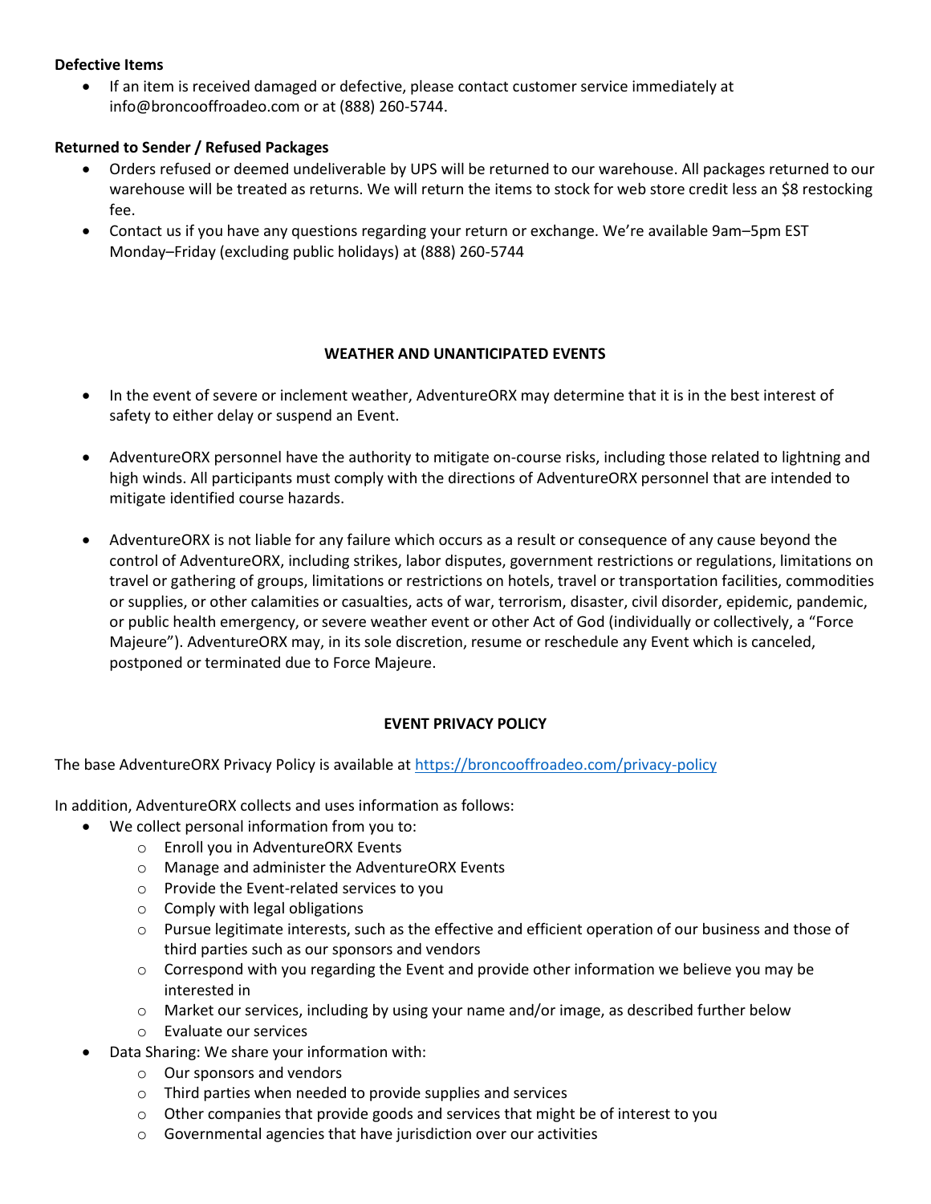**Defective Items**

- If an item is received damaged or defective, please contact customer service immediately at info@broncooffroadeo.com or at (888) 260-5744.

**Returned to Sender / Refused Packages**

- Orders refused or deemed undeliverable by UPS will be returned to our warehouse. All packages returned to our warehouse will be treated as returns. We will return the items to stock for web store credit less an $8 restocking fee.
- Contact us if you have any questions regarding your return or exchange. We're available 9am–5pm EST Monday–Friday (excluding public holidays) at (888) 260-5744

## WEATHER AND UNANTICIPATED EVENTS

- In the event of severe or inclement weather, AdventureORX may determine that it is in the best interest of safety to either delay or suspend an Event.
- AdventureORX personnel have the authority to mitigate on-course risks, including those related to lightning and high winds. All participants must comply with the directions of AdventureORX personnel that are intended to mitigate identified course hazards.
- AdventureORX is not liable for any failure which occurs as a result or consequence of any cause beyond the control of AdventureORX, including strikes, labor disputes, government restrictions or regulations, limitations on travel or gathering of groups, limitations or restrictions on hotels, travel or transportation facilities, commodities or supplies, or other calamities or casualties, acts of war, terrorism, disaster, civil disorder, epidemic, pandemic, or public health emergency, or severe weather event or other Act of God (individually or collectively, a "Force Majeure"). AdventureORX may, in its sole discretion, resume or reschedule any Event which is canceled, postponed or terminated due to Force Majeure.

## EVENT PRIVACY POLICY

The base AdventureORX Privacy Policy is available at [https://broncooffroadeo.com/privacy-policy](https://broncooffroadeo.com/privacy-policy)

In addition, AdventureORX collects and uses information as follows:

- We collect personal information from you to:
  - Enroll you in AdventureORX Events
  - Manage and administer the AdventureORX Events
  - Provide the Event-related services to you
  - Comply with legal obligations
  - Pursue legitimate interests, such as the effective and efficient operation of our business and those of third parties such as our sponsors and vendors
  - Correspond with you regarding the Event and provide other information we believe you may be interested in
  - Market our services, including by using your name and/or image, as described further below
  - Evaluate our services
- Data Sharing: We share your information with:
  - Our sponsors and vendors
  - Third parties when needed to provide supplies and services
  - Other companies that provide goods and services that might be of interest to you
  - Governmental agencies that have jurisdiction over our activities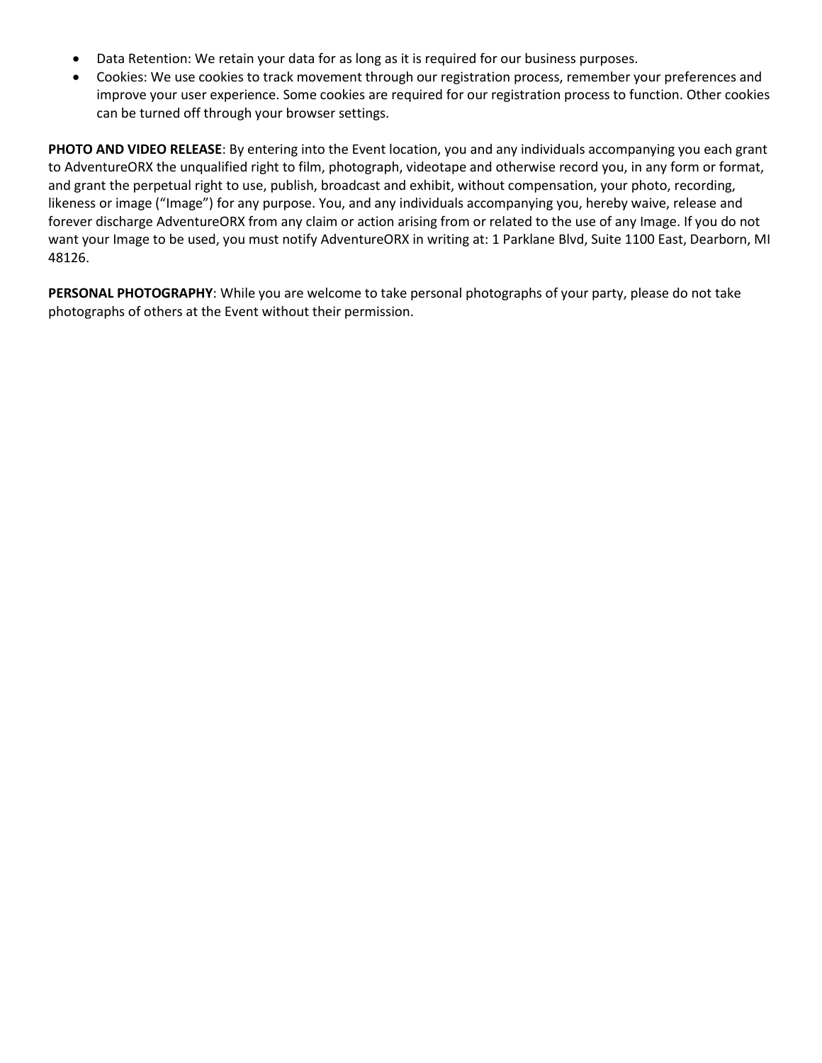- Data Retention: We retain your data for as long as it is required for our business purposes.
- Cookies: We use cookies to track movement through our registration process, remember your preferences and improve your user experience. Some cookies are required for our registration process to function. Other cookies can be turned off through your browser settings.

**PHOTO AND VIDEO RELEASE**: By entering into the Event location, you and any individuals accompanying you each grant to AdventureORX the unqualified right to film, photograph, videotape and otherwise record you, in any form or format, and grant the perpetual right to use, publish, broadcast and exhibit, without compensation, your photo, recording, likeness or image ("Image") for any purpose. You, and any individuals accompanying you, hereby waive, release and forever discharge AdventureORX from any claim or action arising from or related to the use of any Image. If you do not want your Image to be used, you must notify AdventureORX in writing at: 1 Parklane Blvd, Suite 1100 East, Dearborn, MI 48126.

**PERSONAL PHOTOGRAPHY**: While you are welcome to take personal photographs of your party, please do not take photographs of others at the Event without their permission.